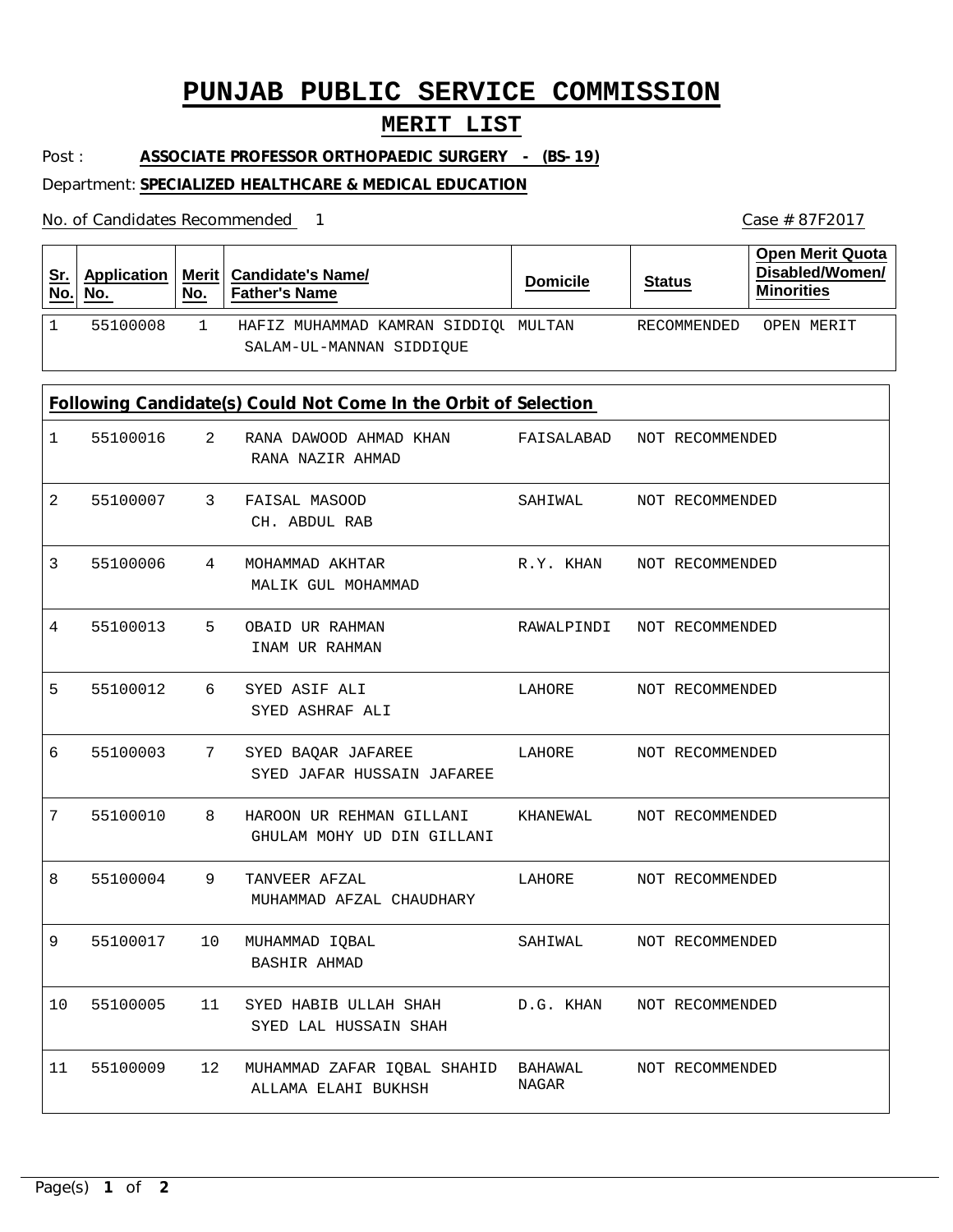# PUNJAB PUBLIC SERVICE COMMISSION

## MERIT LIST

Post : **ASSOCIATE PROFESSOR ORTHOPAEDIC SURGERY - (BS-19)**

Department: **SPECIALIZED HEALTHCARE & MEDICAL EDUCATION**

No. of Candidates Recommended 1

Case # 87F2017

| Sr. No. | Application No. | Merit No. | Candidate's Name/ Father's Name | Domicile | Status | Open Merit Quota Disabled/Women/ Minorities |
|---|---|---|---|---|---|---|
| 1 | 55100008 | 1 | HAFIZ MUHAMMAD KAMRAN SIDDIQU<br>SALAM-UL-MANNAN SIDDIQUE | MULTAN | RECOMMENDED | OPEN MERIT |

**Following Candidate(s) Could Not Come In the Orbit of Selection**

| Sr. No. | Application No. | Merit No. | Candidate's Name/ Father's Name | Domicile | Status |
|---|---|---|---|---|---|
| 1 | 55100016 | 2 | RANA DAWOOD AHMAD KHAN<br>RANA NAZIR AHMAD | FAISALABAD | NOT RECOMMENDED |
| 2 | 55100007 | 3 | FAISAL MASOOD<br>CH. ABDUL RAB | SAHIWAL | NOT RECOMMENDED |
| 3 | 55100006 | 4 | MOHAMMAD AKHTAR<br>MALIK GUL MOHAMMAD | R.Y. KHAN | NOT RECOMMENDED |
| 4 | 55100013 | 5 | OBAID UR RAHMAN<br>INAM UR RAHMAN | RAWALPINDI | NOT RECOMMENDED |
| 5 | 55100012 | 6 | SYED ASIF ALI<br>SYED ASHRAF ALI | LAHORE | NOT RECOMMENDED |
| 6 | 55100003 | 7 | SYED BAQAR JAFAREE<br>SYED JAFAR HUSSAIN JAFAREE | LAHORE | NOT RECOMMENDED |
| 7 | 55100010 | 8 | HAROON UR REHMAN GILLANI<br>GHULAM MOHY UD DIN GILLANI | KHANEWAL | NOT RECOMMENDED |
| 8 | 55100004 | 9 | TANVEER AFZAL<br>MUHAMMAD AFZAL CHAUDHARY | LAHORE | NOT RECOMMENDED |
| 9 | 55100017 | 10 | MUHAMMAD IQBAL<br>BASHIR AHMAD | SAHIWAL | NOT RECOMMENDED |
| 10 | 55100005 | 11 | SYED HABIB ULLAH SHAH<br>SYED LAL HUSSAIN SHAH | D.G. KHAN | NOT RECOMMENDED |
| 11 | 55100009 | 12 | MUHAMMAD ZAFAR IQBAL SHAHID<br>ALLAMA ELAHI BUKHSH | BAHAWAL NAGAR | NOT RECOMMENDED |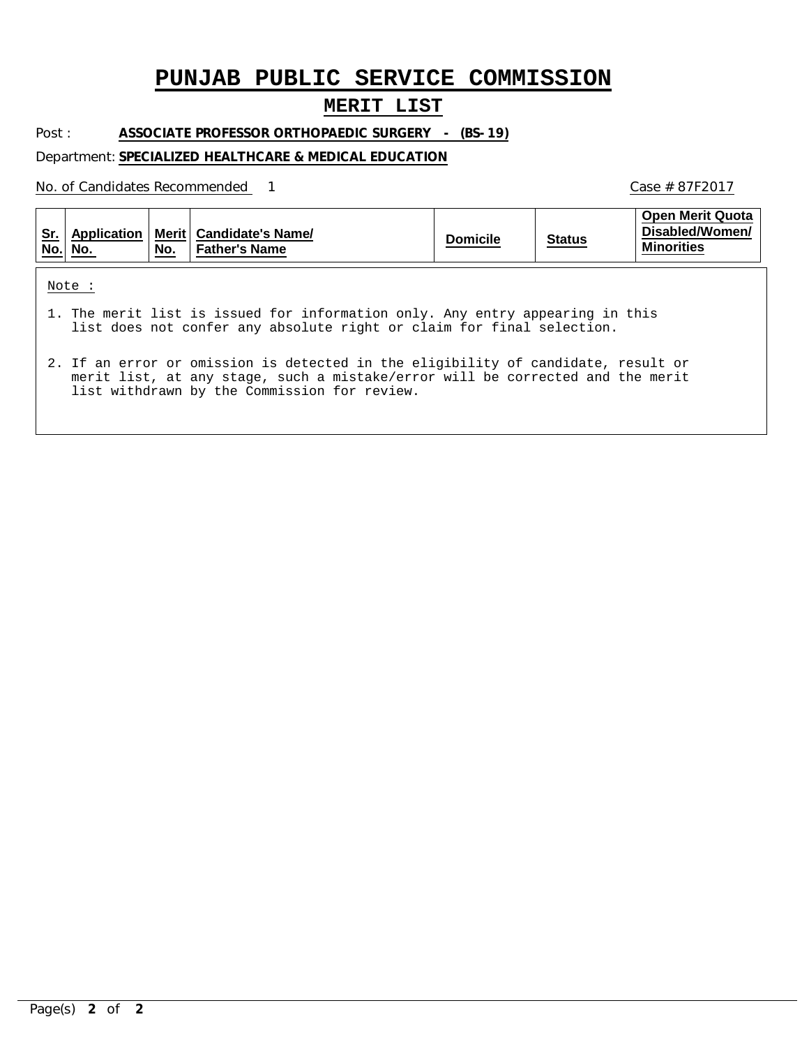# PUNJAB PUBLIC SERVICE COMMISSION

## MERIT LIST

Post : **ASSOCIATE PROFESSOR ORTHOPAEDIC SURGERY - (BS-19)**

Department: **SPECIALIZED HEALTHCARE & MEDICAL EDUCATION**

No. of Candidates Recommended 1

Case # 87F2017

| Sr. No. | Application No. | Merit No. | Candidate's Name/ Father's Name | Domicile | Status | Open Merit Quota Disabled/Women/ Minorities |
|---|---|---|---|---|---|---|

Note :

1. The merit list is issued for information only. Any entry appearing in this list does not confer any absolute right or claim for final selection.
2. If an error or omission is detected in the eligibility of candidate, result or merit list, at any stage, such a mistake/error will be corrected and the merit list withdrawn by the Commission for review.